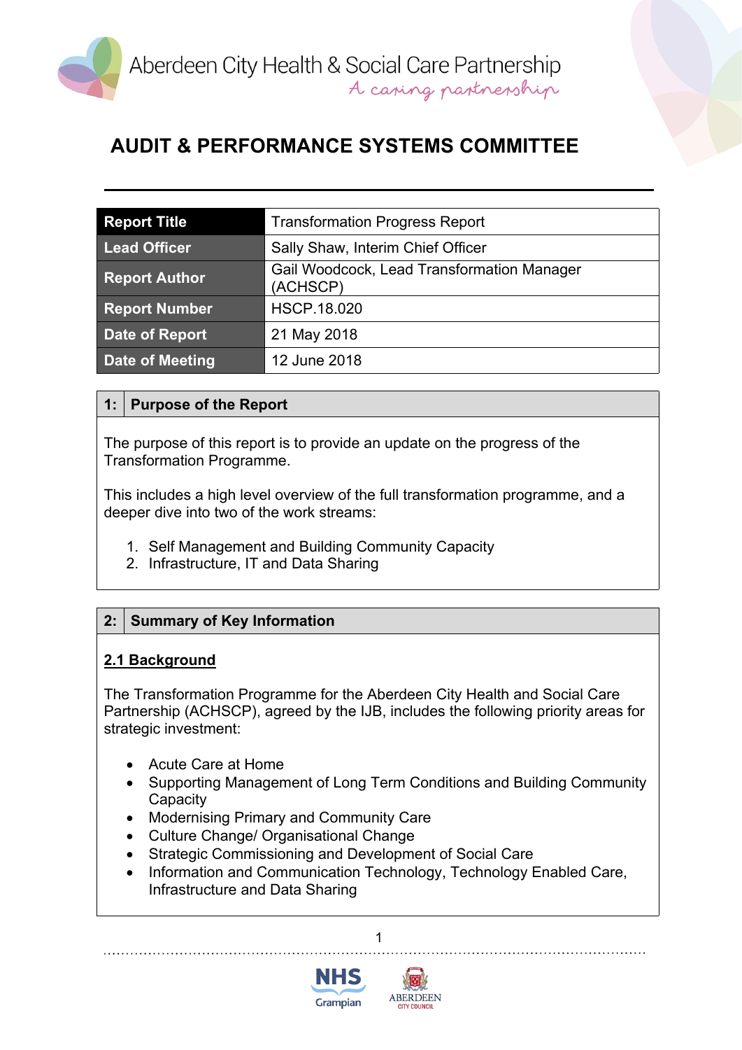Aberdeen City Health & Social Care Partnership
*A caring partnership*

# AUDIT & PERFORMANCE SYSTEMS COMMITTEE

| Report Title | Transformation Progress Report |
| --- | --- |
| Lead Officer | Sally Shaw, Interim Chief Officer |
| Report Author | Gail Woodcock, Lead Transformation Manager (ACHSCP) |
| Report Number | HSCP.18.020 |
| Date of Report | 21 May 2018 |
| Date of Meeting | 12 June 2018 |

## 1: Purpose of the Report

The purpose of this report is to provide an update on the progress of the Transformation Programme.

This includes a high level overview of the full transformation programme, and a deeper dive into two of the work streams:

1. Self Management and Building Community Capacity
2. Infrastructure, IT and Data Sharing

## 2: Summary of Key Information

### 2.1 Background

The Transformation Programme for the Aberdeen City Health and Social Care Partnership (ACHSCP), agreed by the IJB, includes the following priority areas for strategic investment:

- Acute Care at Home
- Supporting Management of Long Term Conditions and Building Community Capacity
- Modernising Primary and Community Care
- Culture Change/ Organisational Change
- Strategic Commissioning and Development of Social Care
- Information and Communication Technology, Technology Enabled Care, Infrastructure and Data Sharing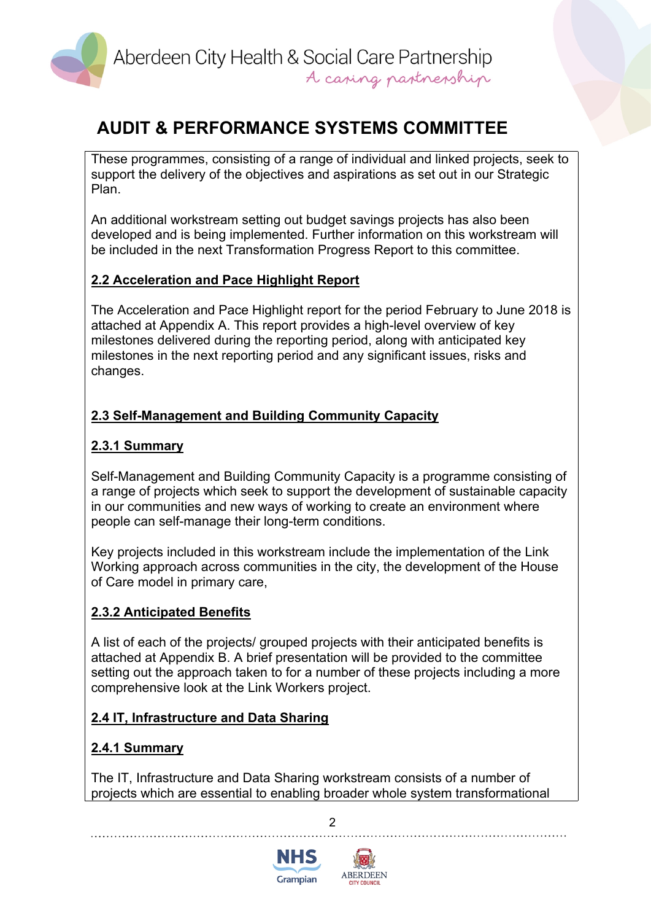These programmes, consisting of a range of individual and linked projects, seek to support the delivery of the objectives and aspirations as set out in our Strategic Plan.

An additional workstream setting out budget savings projects has also been developed and is being implemented. Further information on this workstream will be included in the next Transformation Progress Report to this committee.

**2.2 Acceleration and Pace Highlight Report**

The Acceleration and Pace Highlight report for the period February to June 2018 is attached at Appendix A. This report provides a high-level overview of key milestones delivered during the reporting period, along with anticipated key milestones in the next reporting period and any significant issues, risks and changes.

**2.3 Self-Management and Building Community Capacity**

**2.3.1 Summary**

Self-Management and Building Community Capacity is a programme consisting of a range of projects which seek to support the development of sustainable capacity in our communities and new ways of working to create an environment where people can self-manage their long-term conditions.

Key projects included in this workstream include the implementation of the Link Working approach across communities in the city, the development of the House of Care model in primary care,

**2.3.2 Anticipated Benefits**

A list of each of the projects/ grouped projects with their anticipated benefits is attached at Appendix B. A brief presentation will be provided to the committee setting out the approach taken to for a number of these projects including a more comprehensive look at the Link Workers project.

**2.4 IT, Infrastructure and Data Sharing**

**2.4.1 Summary**

The IT, Infrastructure and Data Sharing workstream consists of a number of projects which are essential to enabling broader whole system transformational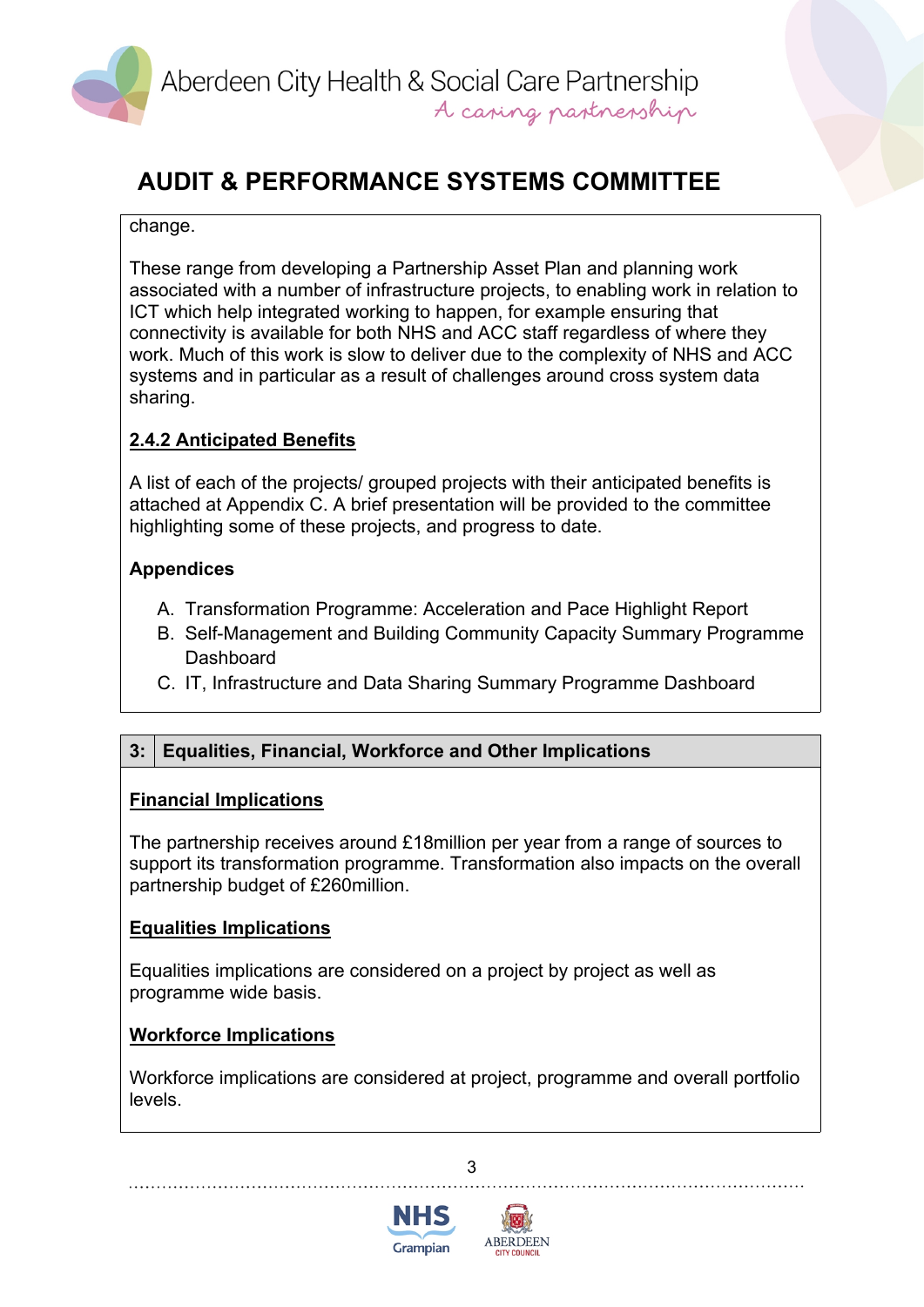change.

These range from developing a Partnership Asset Plan and planning work associated with a number of infrastructure projects, to enabling work in relation to ICT which help integrated working to happen, for example ensuring that connectivity is available for both NHS and ACC staff regardless of where they work. Much of this work is slow to deliver due to the complexity of NHS and ACC systems and in particular as a result of challenges around cross system data sharing.

**2.4.2 Anticipated Benefits**

A list of each of the projects/ grouped projects with their anticipated benefits is attached at Appendix C. A brief presentation will be provided to the committee highlighting some of these projects, and progress to date.

**Appendices**

A. Transformation Programme: Acceleration and Pace Highlight Report
B. Self-Management and Building Community Capacity Summary Programme Dashboard
C. IT, Infrastructure and Data Sharing Summary Programme Dashboard

## 3: Equalities, Financial, Workforce and Other Implications

**Financial Implications**

The partnership receives around £18million per year from a range of sources to support its transformation programme. Transformation also impacts on the overall partnership budget of £260million.

**Equalities Implications**

Equalities implications are considered on a project by project as well as programme wide basis.

**Workforce Implications**

Workforce implications are considered at project, programme and overall portfolio levels.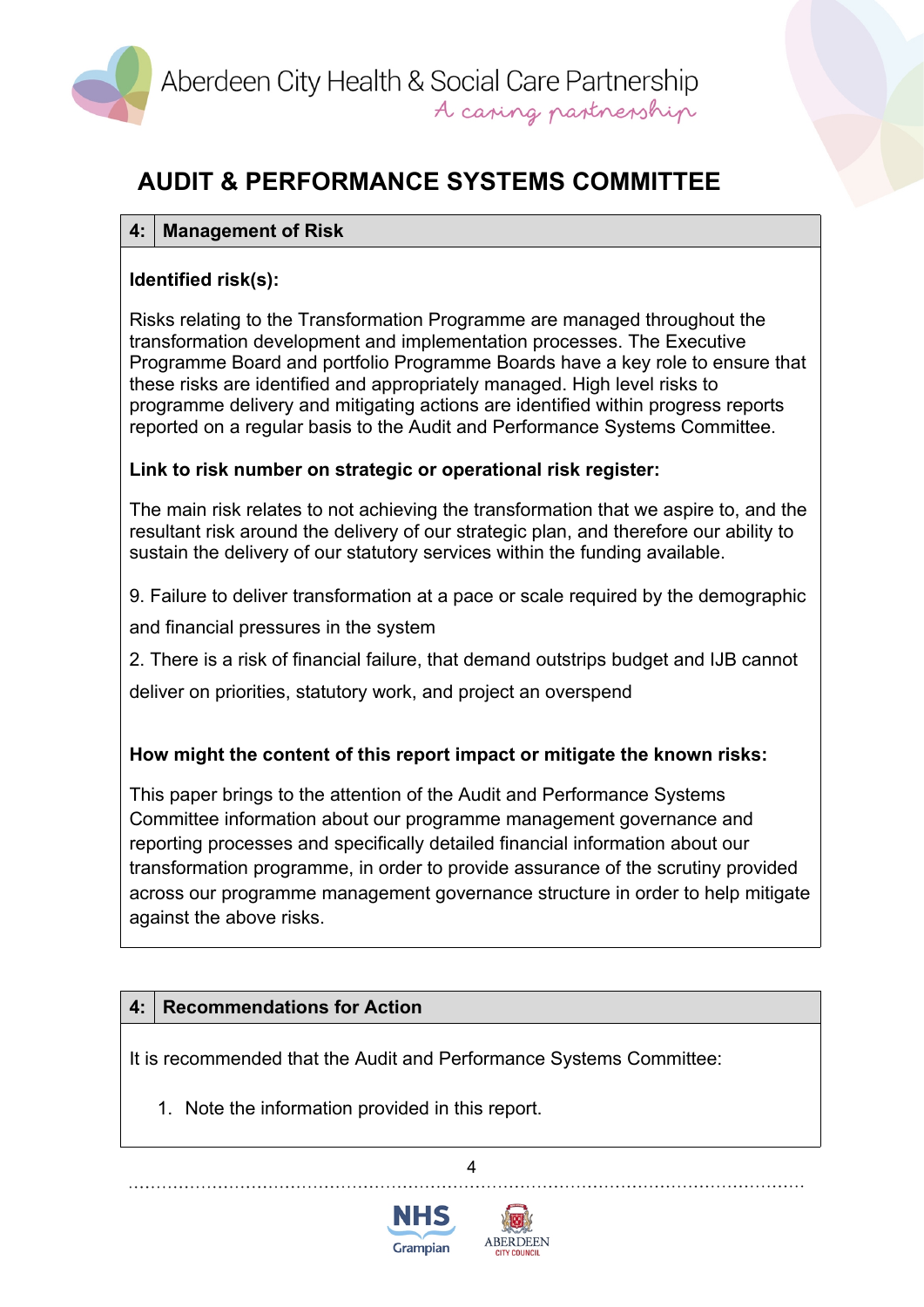# AUDIT & PERFORMANCE SYSTEMS COMMITTEE

| 4: | Management of Risk |
|---|---|

**Identified risk(s):**

Risks relating to the Transformation Programme are managed throughout the transformation development and implementation processes. The Executive Programme Board and portfolio Programme Boards have a key role to ensure that these risks are identified and appropriately managed. High level risks to programme delivery and mitigating actions are identified within progress reports reported on a regular basis to the Audit and Performance Systems Committee.

**Link to risk number on strategic or operational risk register:**

The main risk relates to not achieving the transformation that we aspire to, and the resultant risk around the delivery of our strategic plan, and therefore our ability to sustain the delivery of our statutory services within the funding available.

9. Failure to deliver transformation at a pace or scale required by the demographic and financial pressures in the system

2. There is a risk of financial failure, that demand outstrips budget and IJB cannot deliver on priorities, statutory work, and project an overspend

**How might the content of this report impact or mitigate the known risks:**

This paper brings to the attention of the Audit and Performance Systems Committee information about our programme management governance and reporting processes and specifically detailed financial information about our transformation programme, in order to provide assurance of the scrutiny provided across our programme management governance structure in order to help mitigate against the above risks.

| 4: | Recommendations for Action |
|---|---|

It is recommended that the Audit and Performance Systems Committee:

1. Note the information provided in this report.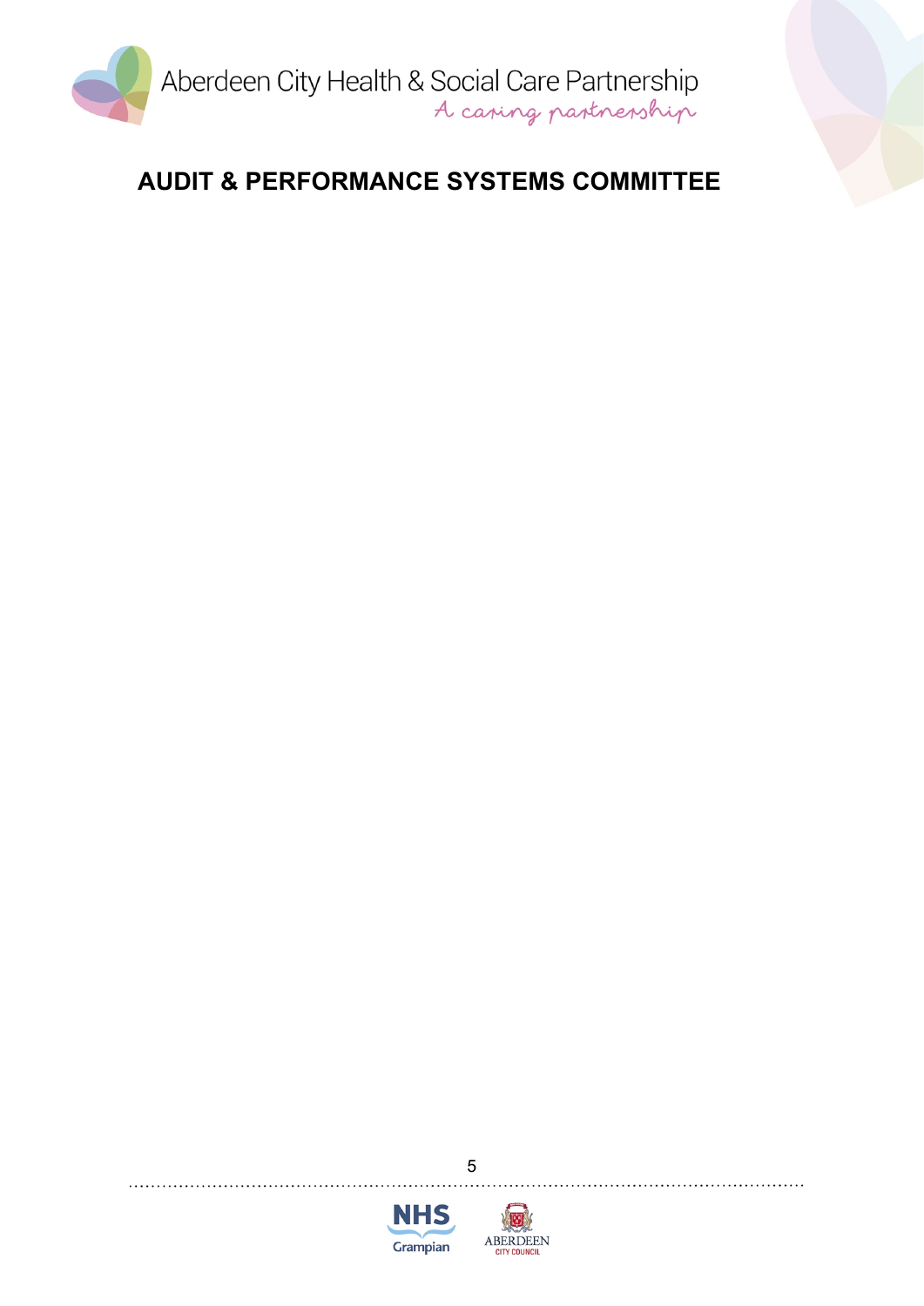# AUDIT & PERFORMANCE SYSTEMS COMMITTEE